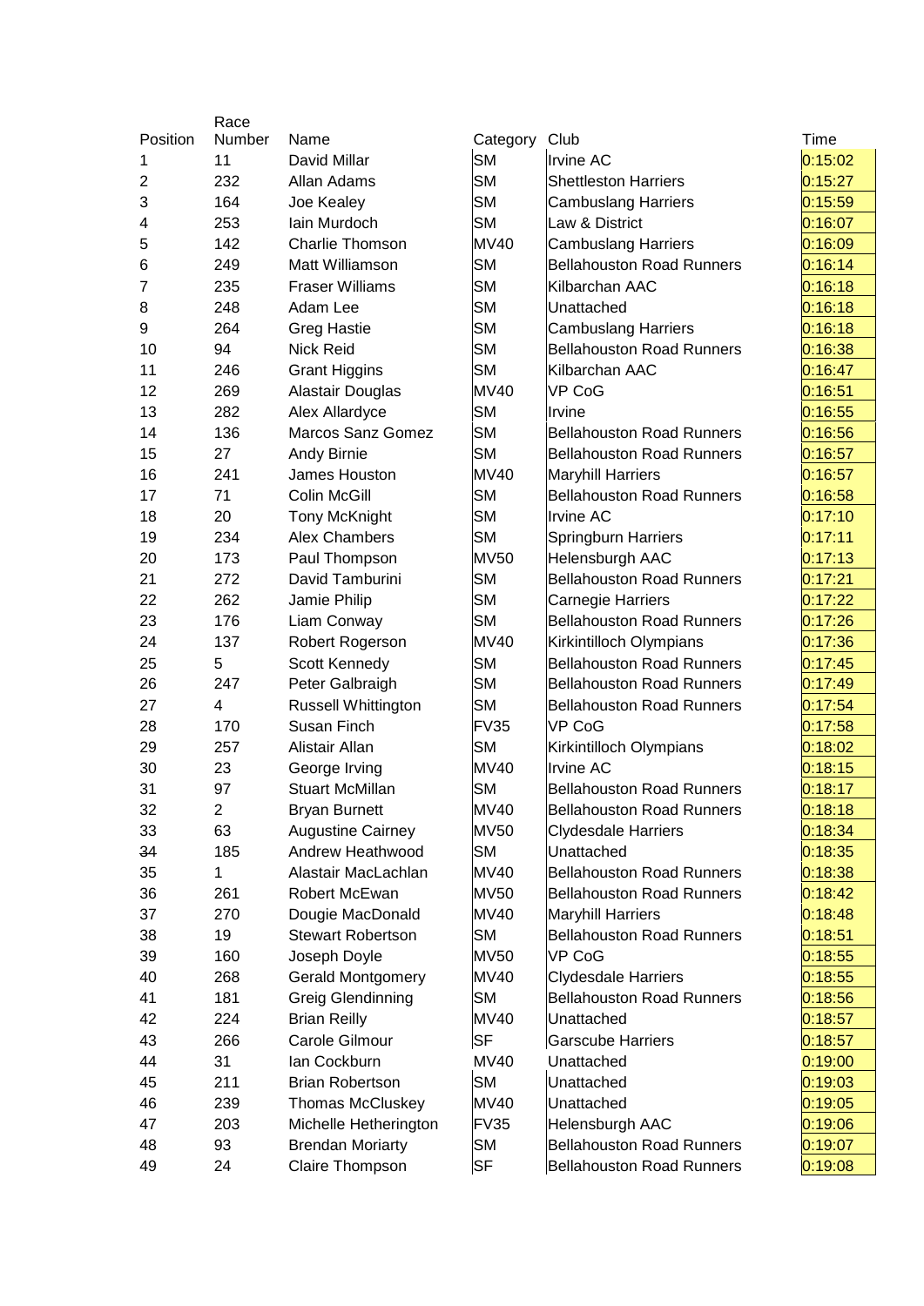| Position | Race Number | Name | Category | Club | Time |
|---|---|---|---|---|---|
| 1 | 11 | David Millar | SM | Irvine AC | 0:15:02 |
| 2 | 232 | Allan Adams | SM | Shettleston Harriers | 0:15:27 |
| 3 | 164 | Joe Kealey | SM | Cambuslang Harriers | 0:15:59 |
| 4 | 253 | Iain Murdoch | SM | Law & District | 0:16:07 |
| 5 | 142 | Charlie Thomson | MV40 | Cambuslang Harriers | 0:16:09 |
| 6 | 249 | Matt Williamson | SM | Bellahouston Road Runners | 0:16:14 |
| 7 | 235 | Fraser Williams | SM | Kilbarchan AAC | 0:16:18 |
| 8 | 248 | Adam Lee | SM | Unattached | 0:16:18 |
| 9 | 264 | Greg Hastie | SM | Cambuslang Harriers | 0:16:18 |
| 10 | 94 | Nick Reid | SM | Bellahouston Road Runners | 0:16:38 |
| 11 | 246 | Grant Higgins | SM | Kilbarchan AAC | 0:16:47 |
| 12 | 269 | Alastair Douglas | MV40 | VP CoG | 0:16:51 |
| 13 | 282 | Alex Allardyce | SM | Irvine | 0:16:55 |
| 14 | 136 | Marcos Sanz Gomez | SM | Bellahouston Road Runners | 0:16:56 |
| 15 | 27 | Andy Birnie | SM | Bellahouston Road Runners | 0:16:57 |
| 16 | 241 | James Houston | MV40 | Maryhill Harriers | 0:16:57 |
| 17 | 71 | Colin McGill | SM | Bellahouston Road Runners | 0:16:58 |
| 18 | 20 | Tony McKnight | SM | Irvine AC | 0:17:10 |
| 19 | 234 | Alex Chambers | SM | Springburn Harriers | 0:17:11 |
| 20 | 173 | Paul Thompson | MV50 | Helensburgh AAC | 0:17:13 |
| 21 | 272 | David Tamburini | SM | Bellahouston Road Runners | 0:17:21 |
| 22 | 262 | Jamie Philip | SM | Carnegie Harriers | 0:17:22 |
| 23 | 176 | Liam Conway | SM | Bellahouston Road Runners | 0:17:26 |
| 24 | 137 | Robert Rogerson | MV40 | Kirkintilloch Olympians | 0:17:36 |
| 25 | 5 | Scott Kennedy | SM | Bellahouston Road Runners | 0:17:45 |
| 26 | 247 | Peter Galbraigh | SM | Bellahouston Road Runners | 0:17:49 |
| 27 | 4 | Russell Whittington | SM | Bellahouston Road Runners | 0:17:54 |
| 28 | 170 | Susan Finch | FV35 | VP CoG | 0:17:58 |
| 29 | 257 | Alistair Allan | SM | Kirkintilloch Olympians | 0:18:02 |
| 30 | 23 | George Irving | MV40 | Irvine AC | 0:18:15 |
| 31 | 97 | Stuart McMillan | SM | Bellahouston Road Runners | 0:18:17 |
| 32 | 2 | Bryan Burnett | MV40 | Bellahouston Road Runners | 0:18:18 |
| 33 | 63 | Augustine Cairney | MV50 | Clydesdale Harriers | 0:18:34 |
| 34 | 185 | Andrew Heathwood | SM | Unattached | 0:18:35 |
| 35 | 1 | Alastair MacLachlan | MV40 | Bellahouston Road Runners | 0:18:38 |
| 36 | 261 | Robert McEwan | MV50 | Bellahouston Road Runners | 0:18:42 |
| 37 | 270 | Dougie MacDonald | MV40 | Maryhill Harriers | 0:18:48 |
| 38 | 19 | Stewart Robertson | SM | Bellahouston Road Runners | 0:18:51 |
| 39 | 160 | Joseph Doyle | MV50 | VP CoG | 0:18:55 |
| 40 | 268 | Gerald Montgomery | MV40 | Clydesdale Harriers | 0:18:55 |
| 41 | 181 | Greig Glendinning | SM | Bellahouston Road Runners | 0:18:56 |
| 42 | 224 | Brian Reilly | MV40 | Unattached | 0:18:57 |
| 43 | 266 | Carole Gilmour | SF | Garscube Harriers | 0:18:57 |
| 44 | 31 | Ian Cockburn | MV40 | Unattached | 0:19:00 |
| 45 | 211 | Brian Robertson | SM | Unattached | 0:19:03 |
| 46 | 239 | Thomas McCluskey | MV40 | Unattached | 0:19:05 |
| 47 | 203 | Michelle Hetherington | FV35 | Helensburgh AAC | 0:19:06 |
| 48 | 93 | Brendan Moriarty | SM | Bellahouston Road Runners | 0:19:07 |
| 49 | 24 | Claire Thompson | SF | Bellahouston Road Runners | 0:19:08 |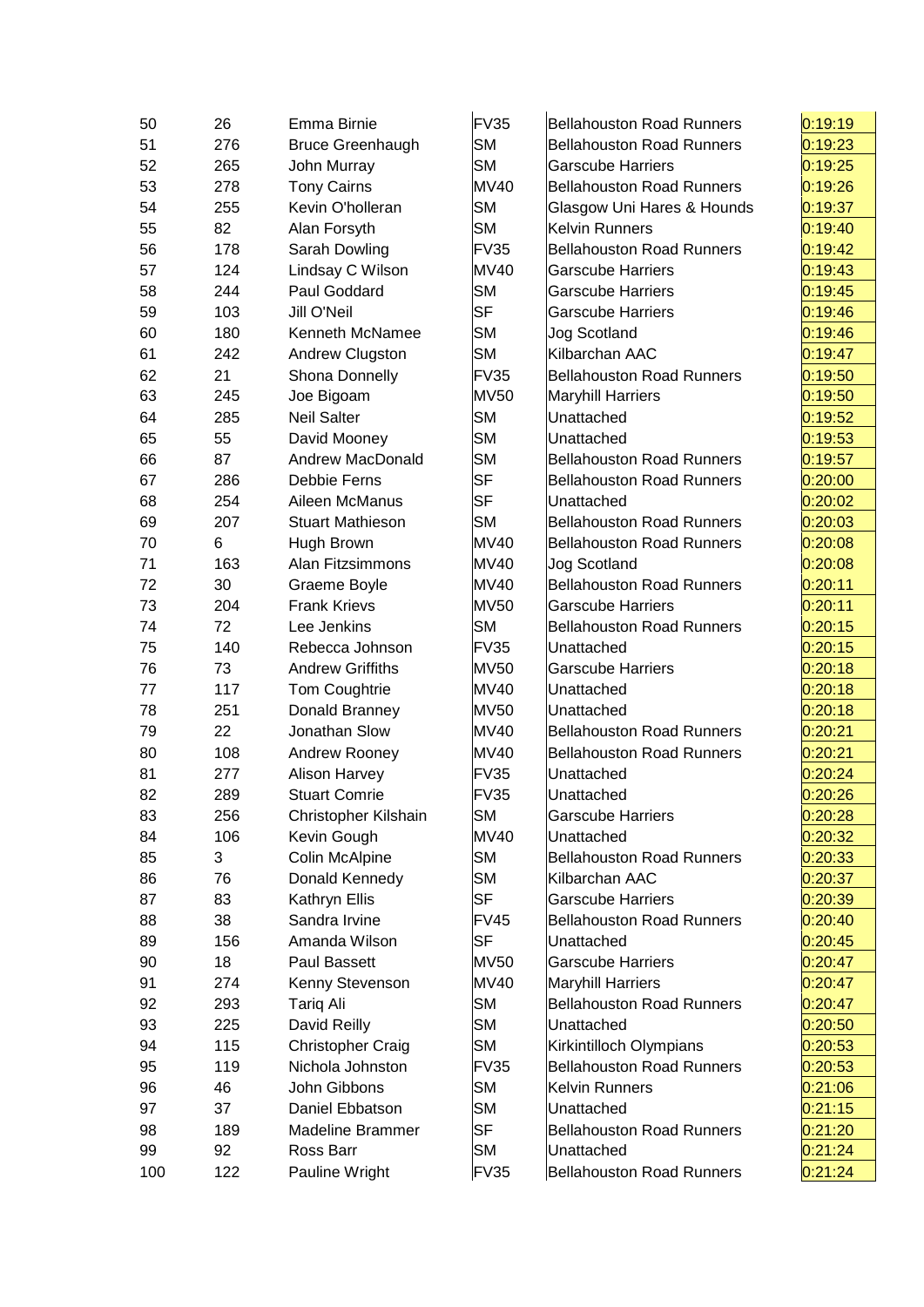| | | | | | |
|---|---|---|---|---|---|
| 50 | 26 | Emma Birnie | FV35 | Bellahouston Road Runners | 0:19:19 |
| 51 | 276 | Bruce Greenhaugh | SM | Bellahouston Road Runners | 0:19:23 |
| 52 | 265 | John Murray | SM | Garscube Harriers | 0:19:25 |
| 53 | 278 | Tony Cairns | MV40 | Bellahouston Road Runners | 0:19:26 |
| 54 | 255 | Kevin O'holleran | SM | Glasgow Uni Hares & Hounds | 0:19:37 |
| 55 | 82 | Alan Forsyth | SM | Kelvin Runners | 0:19:40 |
| 56 | 178 | Sarah Dowling | FV35 | Bellahouston Road Runners | 0:19:42 |
| 57 | 124 | Lindsay C Wilson | MV40 | Garscube Harriers | 0:19:43 |
| 58 | 244 | Paul Goddard | SM | Garscube Harriers | 0:19:45 |
| 59 | 103 | Jill O'Neil | SF | Garscube Harriers | 0:19:46 |
| 60 | 180 | Kenneth McNamee | SM | Jog Scotland | 0:19:46 |
| 61 | 242 | Andrew Clugston | SM | Kilbarchan AAC | 0:19:47 |
| 62 | 21 | Shona Donnelly | FV35 | Bellahouston Road Runners | 0:19:50 |
| 63 | 245 | Joe Bigoam | MV50 | Maryhill Harriers | 0:19:50 |
| 64 | 285 | Neil Salter | SM | Unattached | 0:19:52 |
| 65 | 55 | David Mooney | SM | Unattached | 0:19:53 |
| 66 | 87 | Andrew MacDonald | SM | Bellahouston Road Runners | 0:19:57 |
| 67 | 286 | Debbie Ferns | SF | Bellahouston Road Runners | 0:20:00 |
| 68 | 254 | Aileen McManus | SF | Unattached | 0:20:02 |
| 69 | 207 | Stuart Mathieson | SM | Bellahouston Road Runners | 0:20:03 |
| 70 | 6 | Hugh Brown | MV40 | Bellahouston Road Runners | 0:20:08 |
| 71 | 163 | Alan Fitzsimmons | MV40 | Jog Scotland | 0:20:08 |
| 72 | 30 | Graeme Boyle | MV40 | Bellahouston Road Runners | 0:20:11 |
| 73 | 204 | Frank Krievs | MV50 | Garscube Harriers | 0:20:11 |
| 74 | 72 | Lee Jenkins | SM | Bellahouston Road Runners | 0:20:15 |
| 75 | 140 | Rebecca Johnson | FV35 | Unattached | 0:20:15 |
| 76 | 73 | Andrew Griffiths | MV50 | Garscube Harriers | 0:20:18 |
| 77 | 117 | Tom Coughtrie | MV40 | Unattached | 0:20:18 |
| 78 | 251 | Donald Branney | MV50 | Unattached | 0:20:18 |
| 79 | 22 | Jonathan Slow | MV40 | Bellahouston Road Runners | 0:20:21 |
| 80 | 108 | Andrew Rooney | MV40 | Bellahouston Road Runners | 0:20:21 |
| 81 | 277 | Alison Harvey | FV35 | Unattached | 0:20:24 |
| 82 | 289 | Stuart Comrie | FV35 | Unattached | 0:20:26 |
| 83 | 256 | Christopher Kilshain | SM | Garscube Harriers | 0:20:28 |
| 84 | 106 | Kevin Gough | MV40 | Unattached | 0:20:32 |
| 85 | 3 | Colin McAlpine | SM | Bellahouston Road Runners | 0:20:33 |
| 86 | 76 | Donald Kennedy | SM | Kilbarchan AAC | 0:20:37 |
| 87 | 83 | Kathryn Ellis | SF | Garscube Harriers | 0:20:39 |
| 88 | 38 | Sandra Irvine | FV45 | Bellahouston Road Runners | 0:20:40 |
| 89 | 156 | Amanda Wilson | SF | Unattached | 0:20:45 |
| 90 | 18 | Paul Bassett | MV50 | Garscube Harriers | 0:20:47 |
| 91 | 274 | Kenny Stevenson | MV40 | Maryhill Harriers | 0:20:47 |
| 92 | 293 | Tariq Ali | SM | Bellahouston Road Runners | 0:20:47 |
| 93 | 225 | David Reilly | SM | Unattached | 0:20:50 |
| 94 | 115 | Christopher Craig | SM | Kirkintilloch Olympians | 0:20:53 |
| 95 | 119 | Nichola Johnston | FV35 | Bellahouston Road Runners | 0:20:53 |
| 96 | 46 | John Gibbons | SM | Kelvin Runners | 0:21:06 |
| 97 | 37 | Daniel Ebbatson | SM | Unattached | 0:21:15 |
| 98 | 189 | Madeline Brammer | SF | Bellahouston Road Runners | 0:21:20 |
| 99 | 92 | Ross Barr | SM | Unattached | 0:21:24 |
| 100 | 122 | Pauline Wright | FV35 | Bellahouston Road Runners | 0:21:24 |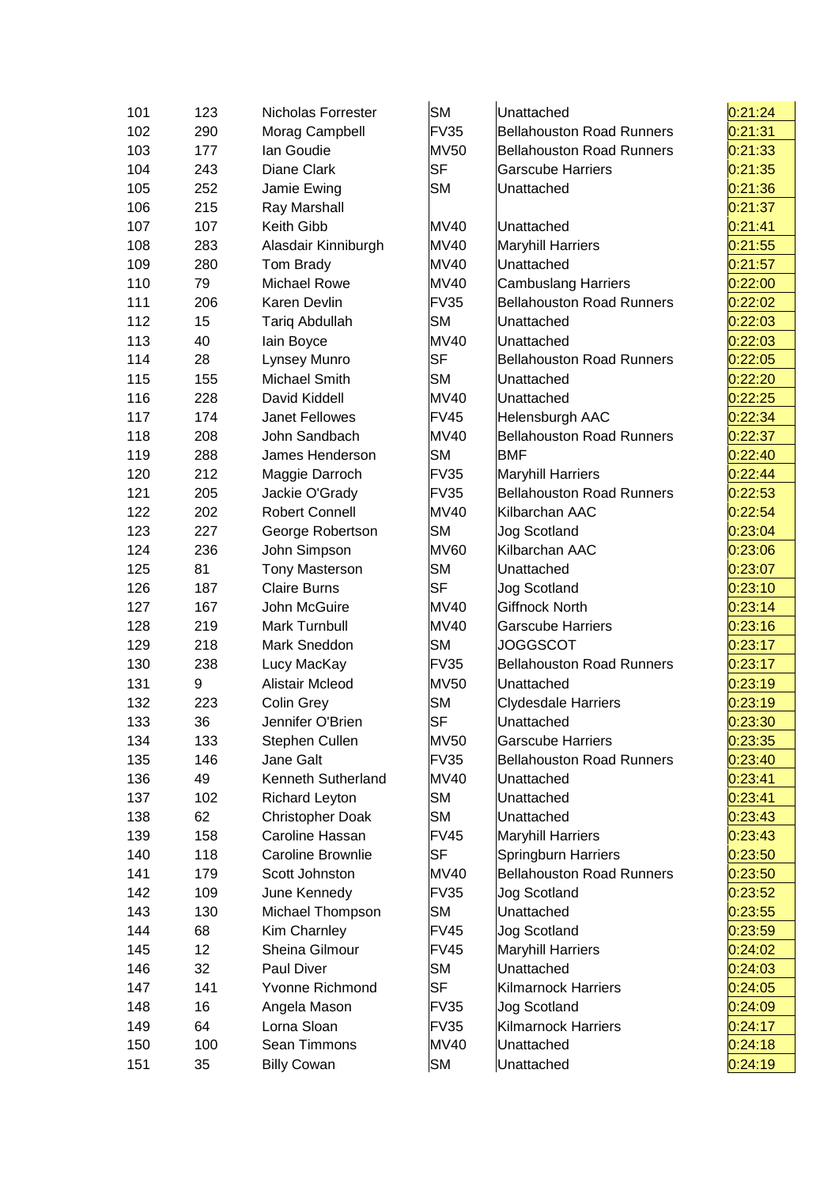| | | | | | |
|---|---|---|---|---|---|
| 101 | 123 | Nicholas Forrester | SM | Unattached | 0:21:24 |
| 102 | 290 | Morag Campbell | FV35 | Bellahouston Road Runners | 0:21:31 |
| 103 | 177 | Ian Goudie | MV50 | Bellahouston Road Runners | 0:21:33 |
| 104 | 243 | Diane Clark | SF | Garscube Harriers | 0:21:35 |
| 105 | 252 | Jamie Ewing | SM | Unattached | 0:21:36 |
| 106 | 215 | Ray Marshall | | | 0:21:37 |
| 107 | 107 | Keith Gibb | MV40 | Unattached | 0:21:41 |
| 108 | 283 | Alasdair Kinniburgh | MV40 | Maryhill Harriers | 0:21:55 |
| 109 | 280 | Tom Brady | MV40 | Unattached | 0:21:57 |
| 110 | 79 | Michael Rowe | MV40 | Cambuslang Harriers | 0:22:00 |
| 111 | 206 | Karen Devlin | FV35 | Bellahouston Road Runners | 0:22:02 |
| 112 | 15 | Tariq Abdullah | SM | Unattached | 0:22:03 |
| 113 | 40 | Iain Boyce | MV40 | Unattached | 0:22:03 |
| 114 | 28 | Lynsey Munro | SF | Bellahouston Road Runners | 0:22:05 |
| 115 | 155 | Michael Smith | SM | Unattached | 0:22:20 |
| 116 | 228 | David Kiddell | MV40 | Unattached | 0:22:25 |
| 117 | 174 | Janet Fellowes | FV45 | Helensburgh AAC | 0:22:34 |
| 118 | 208 | John Sandbach | MV40 | Bellahouston Road Runners | 0:22:37 |
| 119 | 288 | James Henderson | SM | BMF | 0:22:40 |
| 120 | 212 | Maggie Darroch | FV35 | Maryhill Harriers | 0:22:44 |
| 121 | 205 | Jackie O'Grady | FV35 | Bellahouston Road Runners | 0:22:53 |
| 122 | 202 | Robert Connell | MV40 | Kilbarchan AAC | 0:22:54 |
| 123 | 227 | George Robertson | SM | Jog Scotland | 0:23:04 |
| 124 | 236 | John Simpson | MV60 | Kilbarchan AAC | 0:23:06 |
| 125 | 81 | Tony Masterson | SM | Unattached | 0:23:07 |
| 126 | 187 | Claire Burns | SF | Jog Scotland | 0:23:10 |
| 127 | 167 | John McGuire | MV40 | Giffnock North | 0:23:14 |
| 128 | 219 | Mark Turnbull | MV40 | Garscube Harriers | 0:23:16 |
| 129 | 218 | Mark Sneddon | SM | JOGGSCOT | 0:23:17 |
| 130 | 238 | Lucy MacKay | FV35 | Bellahouston Road Runners | 0:23:17 |
| 131 | 9 | Alistair Mcleod | MV50 | Unattached | 0:23:19 |
| 132 | 223 | Colin Grey | SM | Clydesdale Harriers | 0:23:19 |
| 133 | 36 | Jennifer O'Brien | SF | Unattached | 0:23:30 |
| 134 | 133 | Stephen Cullen | MV50 | Garscube Harriers | 0:23:35 |
| 135 | 146 | Jane Galt | FV35 | Bellahouston Road Runners | 0:23:40 |
| 136 | 49 | Kenneth Sutherland | MV40 | Unattached | 0:23:41 |
| 137 | 102 | Richard Leyton | SM | Unattached | 0:23:41 |
| 138 | 62 | Christopher Doak | SM | Unattached | 0:23:43 |
| 139 | 158 | Caroline Hassan | FV45 | Maryhill Harriers | 0:23:43 |
| 140 | 118 | Caroline Brownlie | SF | Springburn Harriers | 0:23:50 |
| 141 | 179 | Scott Johnston | MV40 | Bellahouston Road Runners | 0:23:50 |
| 142 | 109 | June Kennedy | FV35 | Jog Scotland | 0:23:52 |
| 143 | 130 | Michael Thompson | SM | Unattached | 0:23:55 |
| 144 | 68 | Kim Charnley | FV45 | Jog Scotland | 0:23:59 |
| 145 | 12 | Sheina Gilmour | FV45 | Maryhill Harriers | 0:24:02 |
| 146 | 32 | Paul Diver | SM | Unattached | 0:24:03 |
| 147 | 141 | Yvonne Richmond | SF | Kilmarnock Harriers | 0:24:05 |
| 148 | 16 | Angela Mason | FV35 | Jog Scotland | 0:24:09 |
| 149 | 64 | Lorna Sloan | FV35 | Kilmarnock Harriers | 0:24:17 |
| 150 | 100 | Sean Timmons | MV40 | Unattached | 0:24:18 |
| 151 | 35 | Billy Cowan | SM | Unattached | 0:24:19 |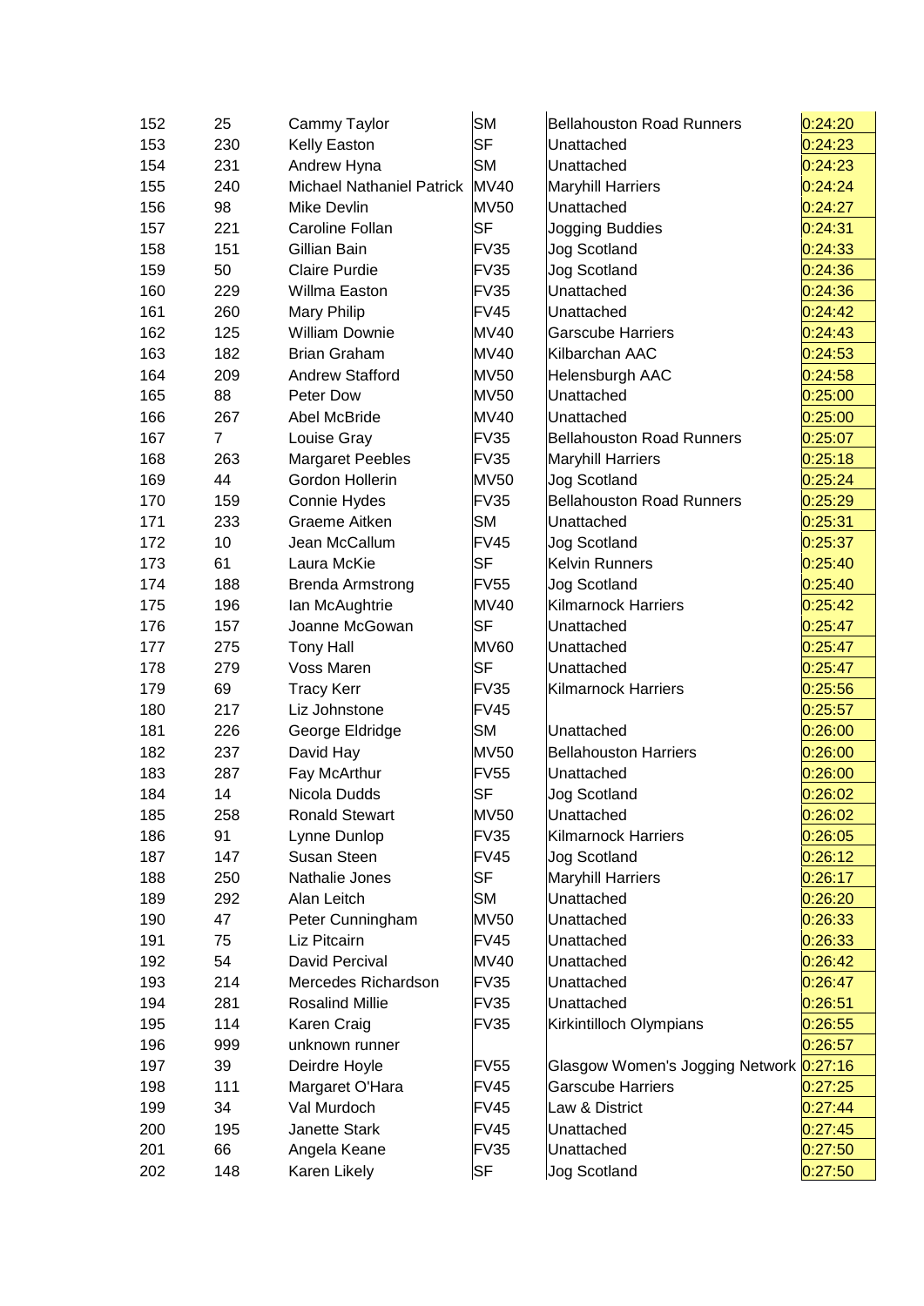| | | | | | |
|---|---|---|---|---|---|
| 152 | 25 | Cammy Taylor | SM | Bellahouston Road Runners | 0:24:20 |
| 153 | 230 | Kelly Easton | SF | Unattached | 0:24:23 |
| 154 | 231 | Andrew Hyna | SM | Unattached | 0:24:23 |
| 155 | 240 | Michael Nathaniel Patrick | MV40 | Maryhill Harriers | 0:24:24 |
| 156 | 98 | Mike Devlin | MV50 | Unattached | 0:24:27 |
| 157 | 221 | Caroline Follan | SF | Jogging Buddies | 0:24:31 |
| 158 | 151 | Gillian Bain | FV35 | Jog Scotland | 0:24:33 |
| 159 | 50 | Claire Purdie | FV35 | Jog Scotland | 0:24:36 |
| 160 | 229 | Willma Easton | FV35 | Unattached | 0:24:36 |
| 161 | 260 | Mary Philip | FV45 | Unattached | 0:24:42 |
| 162 | 125 | William Downie | MV40 | Garscube Harriers | 0:24:43 |
| 163 | 182 | Brian Graham | MV40 | Kilbarchan AAC | 0:24:53 |
| 164 | 209 | Andrew Stafford | MV50 | Helensburgh AAC | 0:24:58 |
| 165 | 88 | Peter Dow | MV50 | Unattached | 0:25:00 |
| 166 | 267 | Abel McBride | MV40 | Unattached | 0:25:00 |
| 167 | 7 | Louise Gray | FV35 | Bellahouston Road Runners | 0:25:07 |
| 168 | 263 | Margaret Peebles | FV35 | Maryhill Harriers | 0:25:18 |
| 169 | 44 | Gordon Hollerin | MV50 | Jog Scotland | 0:25:24 |
| 170 | 159 | Connie Hydes | FV35 | Bellahouston Road Runners | 0:25:29 |
| 171 | 233 | Graeme Aitken | SM | Unattached | 0:25:31 |
| 172 | 10 | Jean McCallum | FV45 | Jog Scotland | 0:25:37 |
| 173 | 61 | Laura McKie | SF | Kelvin Runners | 0:25:40 |
| 174 | 188 | Brenda Armstrong | FV55 | Jog Scotland | 0:25:40 |
| 175 | 196 | Ian McAughtrie | MV40 | Kilmarnock Harriers | 0:25:42 |
| 176 | 157 | Joanne McGowan | SF | Unattached | 0:25:47 |
| 177 | 275 | Tony Hall | MV60 | Unattached | 0:25:47 |
| 178 | 279 | Voss Maren | SF | Unattached | 0:25:47 |
| 179 | 69 | Tracy Kerr | FV35 | Kilmarnock Harriers | 0:25:56 |
| 180 | 217 | Liz Johnstone | FV45 | | 0:25:57 |
| 181 | 226 | George Eldridge | SM | Unattached | 0:26:00 |
| 182 | 237 | David Hay | MV50 | Bellahouston Harriers | 0:26:00 |
| 183 | 287 | Fay McArthur | FV55 | Unattached | 0:26:00 |
| 184 | 14 | Nicola Dudds | SF | Jog Scotland | 0:26:02 |
| 185 | 258 | Ronald Stewart | MV50 | Unattached | 0:26:02 |
| 186 | 91 | Lynne Dunlop | FV35 | Kilmarnock Harriers | 0:26:05 |
| 187 | 147 | Susan Steen | FV45 | Jog Scotland | 0:26:12 |
| 188 | 250 | Nathalie Jones | SF | Maryhill Harriers | 0:26:17 |
| 189 | 292 | Alan Leitch | SM | Unattached | 0:26:20 |
| 190 | 47 | Peter Cunningham | MV50 | Unattached | 0:26:33 |
| 191 | 75 | Liz Pitcairn | FV45 | Unattached | 0:26:33 |
| 192 | 54 | David Percival | MV40 | Unattached | 0:26:42 |
| 193 | 214 | Mercedes Richardson | FV35 | Unattached | 0:26:47 |
| 194 | 281 | Rosalind Millie | FV35 | Unattached | 0:26:51 |
| 195 | 114 | Karen Craig | FV35 | Kirkintilloch Olympians | 0:26:55 |
| 196 | 999 | unknown runner | | | 0:26:57 |
| 197 | 39 | Deirdre Hoyle | FV55 | Glasgow Women's Jogging Network | 0:27:16 |
| 198 | 111 | Margaret O'Hara | FV45 | Garscube Harriers | 0:27:25 |
| 199 | 34 | Val Murdoch | FV45 | Law & District | 0:27:44 |
| 200 | 195 | Janette Stark | FV45 | Unattached | 0:27:45 |
| 201 | 66 | Angela Keane | FV35 | Unattached | 0:27:50 |
| 202 | 148 | Karen Likely | SF | Jog Scotland | 0:27:50 |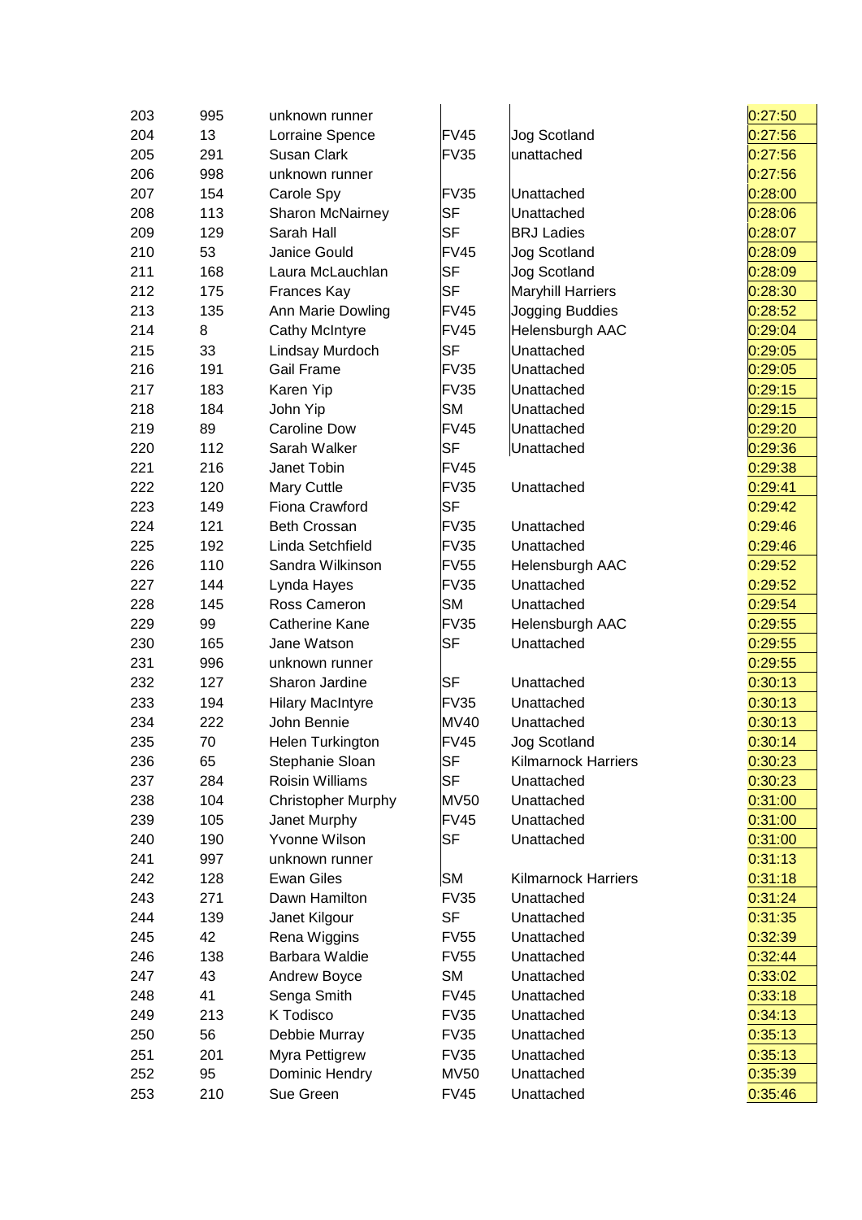| | | | | | |
|---|---|---|---|---|---|
| 203 | 995 | unknown runner | | | 0:27:50 |
| 204 | 13 | Lorraine Spence | FV45 | Jog Scotland | 0:27:56 |
| 205 | 291 | Susan Clark | FV35 | unattached | 0:27:56 |
| 206 | 998 | unknown runner | | | 0:27:56 |
| 207 | 154 | Carole Spy | FV35 | Unattached | 0:28:00 |
| 208 | 113 | Sharon McNairney | SF | Unattached | 0:28:06 |
| 209 | 129 | Sarah Hall | SF | BRJ Ladies | 0:28:07 |
| 210 | 53 | Janice Gould | FV45 | Jog Scotland | 0:28:09 |
| 211 | 168 | Laura McLauchlan | SF | Jog Scotland | 0:28:09 |
| 212 | 175 | Frances Kay | SF | Maryhill Harriers | 0:28:30 |
| 213 | 135 | Ann Marie Dowling | FV45 | Jogging Buddies | 0:28:52 |
| 214 | 8 | Cathy McIntyre | FV45 | Helensburgh AAC | 0:29:04 |
| 215 | 33 | Lindsay Murdoch | SF | Unattached | 0:29:05 |
| 216 | 191 | Gail Frame | FV35 | Unattached | 0:29:05 |
| 217 | 183 | Karen Yip | FV35 | Unattached | 0:29:15 |
| 218 | 184 | John Yip | SM | Unattached | 0:29:15 |
| 219 | 89 | Caroline Dow | FV45 | Unattached | 0:29:20 |
| 220 | 112 | Sarah Walker | SF | Unattached | 0:29:36 |
| 221 | 216 | Janet Tobin | FV45 | | 0:29:38 |
| 222 | 120 | Mary Cuttle | FV35 | Unattached | 0:29:41 |
| 223 | 149 | Fiona Crawford | SF | | 0:29:42 |
| 224 | 121 | Beth Crossan | FV35 | Unattached | 0:29:46 |
| 225 | 192 | Linda Setchfield | FV35 | Unattached | 0:29:46 |
| 226 | 110 | Sandra Wilkinson | FV55 | Helensburgh AAC | 0:29:52 |
| 227 | 144 | Lynda Hayes | FV35 | Unattached | 0:29:52 |
| 228 | 145 | Ross Cameron | SM | Unattached | 0:29:54 |
| 229 | 99 | Catherine Kane | FV35 | Helensburgh AAC | 0:29:55 |
| 230 | 165 | Jane Watson | SF | Unattached | 0:29:55 |
| 231 | 996 | unknown runner | | | 0:29:55 |
| 232 | 127 | Sharon Jardine | SF | Unattached | 0:30:13 |
| 233 | 194 | Hilary MacIntyre | FV35 | Unattached | 0:30:13 |
| 234 | 222 | John Bennie | MV40 | Unattached | 0:30:13 |
| 235 | 70 | Helen Turkington | FV45 | Jog Scotland | 0:30:14 |
| 236 | 65 | Stephanie Sloan | SF | Kilmarnock Harriers | 0:30:23 |
| 237 | 284 | Roisin Williams | SF | Unattached | 0:30:23 |
| 238 | 104 | Christopher Murphy | MV50 | Unattached | 0:31:00 |
| 239 | 105 | Janet Murphy | FV45 | Unattached | 0:31:00 |
| 240 | 190 | Yvonne Wilson | SF | Unattached | 0:31:00 |
| 241 | 997 | unknown runner | | | 0:31:13 |
| 242 | 128 | Ewan Giles | SM | Kilmarnock Harriers | 0:31:18 |
| 243 | 271 | Dawn Hamilton | FV35 | Unattached | 0:31:24 |
| 244 | 139 | Janet Kilgour | SF | Unattached | 0:31:35 |
| 245 | 42 | Rena Wiggins | FV55 | Unattached | 0:32:39 |
| 246 | 138 | Barbara Waldie | FV55 | Unattached | 0:32:44 |
| 247 | 43 | Andrew Boyce | SM | Unattached | 0:33:02 |
| 248 | 41 | Senga Smith | FV45 | Unattached | 0:33:18 |
| 249 | 213 | K Todisco | FV35 | Unattached | 0:34:13 |
| 250 | 56 | Debbie Murray | FV35 | Unattached | 0:35:13 |
| 251 | 201 | Myra Pettigrew | FV35 | Unattached | 0:35:13 |
| 252 | 95 | Dominic Hendry | MV50 | Unattached | 0:35:39 |
| 253 | 210 | Sue Green | FV45 | Unattached | 0:35:46 |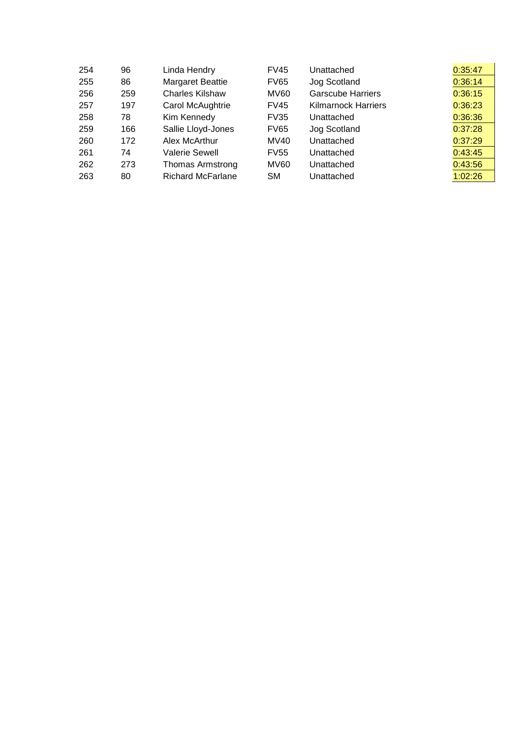| | | | | | |
|---|---|---|---|---|---|
| 254 | 96 | Linda Hendry | FV45 | Unattached | 0:35:47 |
| 255 | 86 | Margaret Beattie | FV65 | Jog Scotland | 0:36:14 |
| 256 | 259 | Charles Kilshaw | MV60 | Garscube Harriers | 0:36:15 |
| 257 | 197 | Carol McAughtrie | FV45 | Kilmarnock Harriers | 0:36:23 |
| 258 | 78 | Kim Kennedy | FV35 | Unattached | 0:36:36 |
| 259 | 166 | Sallie Lloyd-Jones | FV65 | Jog Scotland | 0:37:28 |
| 260 | 172 | Alex McArthur | MV40 | Unattached | 0:37:29 |
| 261 | 74 | Valerie Sewell | FV55 | Unattached | 0:43:45 |
| 262 | 273 | Thomas Armstrong | MV60 | Unattached | 0:43:56 |
| 263 | 80 | Richard McFarlane | SM | Unattached | 1:02:26 |